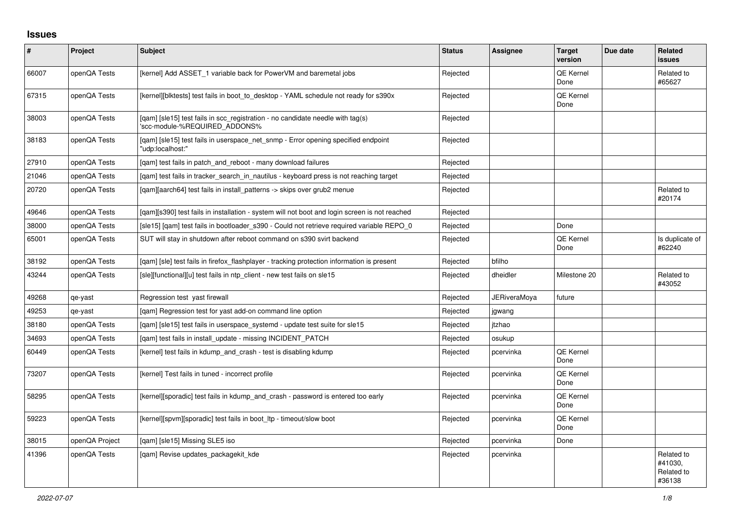## Issues

| # | Project | Subject | Status | Assignee | Target version | Due date | Related issues |
|---|---|---|---|---|---|---|---|
| 66007 | openQA Tests | [kernel] Add ASSET_1 variable back for PowerVM and baremetal jobs | Rejected | | QE Kernel Done | | Related to #65627 |
| 67315 | openQA Tests | [kernel][blktests] test fails in boot_to_desktop - YAML schedule not ready for s390x | Rejected | | QE Kernel Done | | |
| 38003 | openQA Tests | [qam] [sle15] test fails in scc_registration - no candidate needle with tag(s) 'scc-module-%REQUIRED_ADDONS% | Rejected | | | | |
| 38183 | openQA Tests | [qam] [sle15] test fails in userspace_net_snmp - Error opening specified endpoint "udp:localhost:" | Rejected | | | | |
| 27910 | openQA Tests | [qam] test fails in patch_and_reboot - many download failures | Rejected | | | | |
| 21046 | openQA Tests | [qam] test fails in tracker_search_in_nautilus - keyboard press is not reaching target | Rejected | | | | |
| 20720 | openQA Tests | [qam][aarch64] test fails in install_patterns -> skips over grub2 menue | Rejected | | | | Related to #20174 |
| 49646 | openQA Tests | [qam][s390] test fails in installation - system will not boot and login screen is not reached | Rejected | | | | |
| 38000 | openQA Tests | [sle15] [qam] test fails in bootloader_s390 - Could not retrieve required variable REPO_0 | Rejected | | Done | | |
| 65001 | openQA Tests | SUT will stay in shutdown after reboot command on s390 svirt backend | Rejected | | QE Kernel Done | | Is duplicate of #62240 |
| 38192 | openQA Tests | [qam] [sle] test fails in firefox_flashplayer - tracking protection information is present | Rejected | bfilho | | | |
| 43244 | openQA Tests | [sle][functional][u] test fails in ntp_client - new test fails on sle15 | Rejected | dheidler | Milestone 20 | | Related to #43052 |
| 49268 | qe-yast | Regression test yast firewall | Rejected | JERiveraMoya | future | | |
| 49253 | qe-yast | [qam] Regression test for yast add-on command line option | Rejected | jgwang | | | |
| 38180 | openQA Tests | [qam] [sle15] test fails in userspace_systemd - update test suite for sle15 | Rejected | jtzhao | | | |
| 34693 | openQA Tests | [qam] test fails in install_update - missing INCIDENT_PATCH | Rejected | osukup | | | |
| 60449 | openQA Tests | [kernel] test fails in kdump_and_crash - test is disabling kdump | Rejected | pcervinka | QE Kernel Done | | |
| 73207 | openQA Tests | [kernel] Test fails in tuned - incorrect profile | Rejected | pcervinka | QE Kernel Done | | |
| 58295 | openQA Tests | [kernel][sporadic] test fails in kdump_and_crash - password is entered too early | Rejected | pcervinka | QE Kernel Done | | |
| 59223 | openQA Tests | [kernel][spvm][sporadic] test fails in boot_ltp - timeout/slow boot | Rejected | pcervinka | QE Kernel Done | | |
| 38015 | openQA Project | [qam] [sle15] Missing SLE5 iso | Rejected | pcervinka | Done | | |
| 41396 | openQA Tests | [qam] Revise updates_packagekit_kde | Rejected | pcervinka | | | Related to #41030, Related to #36138 |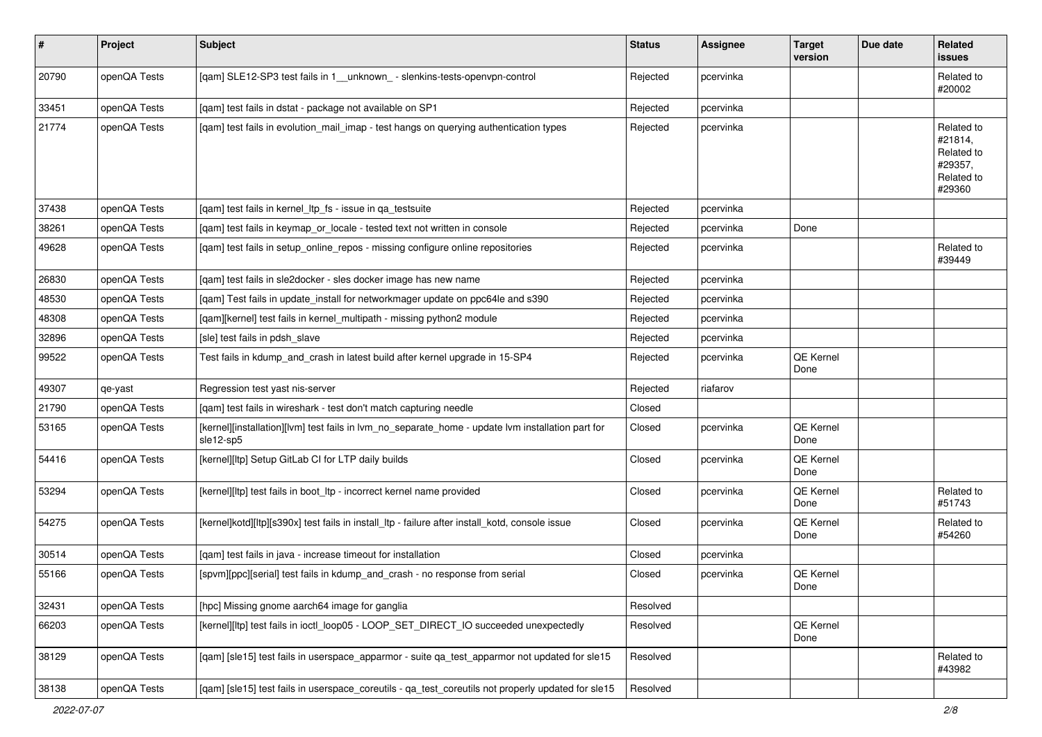| # | Project | Subject | Status | Assignee | Target version | Due date | Related issues |
|---|---|---|---|---|---|---|---|
| 20790 | openQA Tests | [qam] SLE12-SP3 test fails in 1__unknown_ - slenkins-tests-openvpn-control | Rejected | pcervinka | | | Related to #20002 |
| 33451 | openQA Tests | [qam] test fails in dstat - package not available on SP1 | Rejected | pcervinka | | | |
| 21774 | openQA Tests | [qam] test fails in evolution_mail_imap - test hangs on querying authentication types | Rejected | pcervinka | | | Related to #21814, Related to #29357, Related to #29360 |
| 37438 | openQA Tests | [qam] test fails in kernel_ltp_fs - issue in qa_testsuite | Rejected | pcervinka | | | |
| 38261 | openQA Tests | [qam] test fails in keymap_or_locale - tested text not written in console | Rejected | pcervinka | Done | | |
| 49628 | openQA Tests | [qam] test fails in setup_online_repos - missing configure online repositories | Rejected | pcervinka | | | Related to #39449 |
| 26830 | openQA Tests | [qam] test fails in sle2docker - sles docker image has new name | Rejected | pcervinka | | | |
| 48530 | openQA Tests | [qam] Test fails in update_install for networkmager update on ppc64le and s390 | Rejected | pcervinka | | | |
| 48308 | openQA Tests | [qam][kernel] test fails in kernel_multipath - missing python2 module | Rejected | pcervinka | | | |
| 32896 | openQA Tests | [sle] test fails in pdsh_slave | Rejected | pcervinka | | | |
| 99522 | openQA Tests | Test fails in kdump_and_crash in latest build after kernel upgrade in 15-SP4 | Rejected | pcervinka | QE Kernel Done | | |
| 49307 | qe-yast | Regression test yast nis-server | Rejected | riafarov | | | |
| 21790 | openQA Tests | [qam] test fails in wireshark - test don't match capturing needle | Closed | | | | |
| 53165 | openQA Tests | [kernel][installation][lvm] test fails in lvm_no_separate_home - update lvm installation part for sle12-sp5 | Closed | pcervinka | QE Kernel Done | | |
| 54416 | openQA Tests | [kernel][ltp] Setup GitLab CI for LTP daily builds | Closed | pcervinka | QE Kernel Done | | |
| 53294 | openQA Tests | [kernel][ltp] test fails in boot_ltp - incorrect kernel name provided | Closed | pcervinka | QE Kernel Done | | Related to #51743 |
| 54275 | openQA Tests | [kernel]kotd][ltp][s390x] test fails in install_ltp - failure after install_kotd, console issue | Closed | pcervinka | QE Kernel Done | | Related to #54260 |
| 30514 | openQA Tests | [qam] test fails in java - increase timeout for installation | Closed | pcervinka | | | |
| 55166 | openQA Tests | [spvm][ppc][serial] test fails in kdump_and_crash - no response from serial | Closed | pcervinka | QE Kernel Done | | |
| 32431 | openQA Tests | [hpc] Missing gnome aarch64 image for ganglia | Resolved | | | | |
| 66203 | openQA Tests | [kernel][ltp] test fails in ioctl_loop05 - LOOP_SET_DIRECT_IO succeeded unexpectedly | Resolved | | QE Kernel Done | | |
| 38129 | openQA Tests | [qam] [sle15] test fails in userspace_apparmor - suite qa_test_apparmor not updated for sle15 | Resolved | | | | Related to #43982 |
| 38138 | openQA Tests | [qam] [sle15] test fails in userspace_coreutils - qa_test_coreutils not properly updated for sle15 | Resolved | | | | |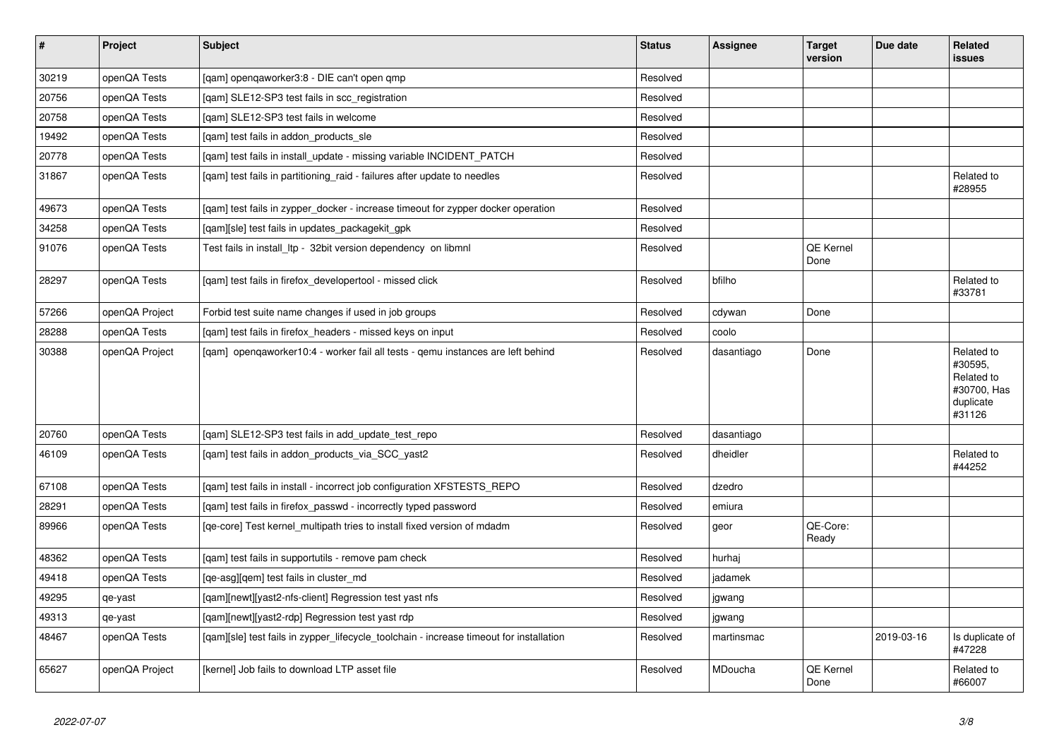| # | Project | Subject | Status | Assignee | Target version | Due date | Related issues |
|---|---|---|---|---|---|---|---|
| 30219 | openQA Tests | [qam] openqaworker3:8 - DIE can't open qmp | Resolved | | | | |
| 20756 | openQA Tests | [qam] SLE12-SP3 test fails in scc_registration | Resolved | | | | |
| 20758 | openQA Tests | [qam] SLE12-SP3 test fails in welcome | Resolved | | | | |
| 19492 | openQA Tests | [qam] test fails in addon_products_sle | Resolved | | | | |
| 20778 | openQA Tests | [qam] test fails in install_update - missing variable INCIDENT_PATCH | Resolved | | | | |
| 31867 | openQA Tests | [qam] test fails in partitioning_raid - failures after update to needles | Resolved | | | | Related to #28955 |
| 49673 | openQA Tests | [qam] test fails in zypper_docker - increase timeout for zypper docker operation | Resolved | | | | |
| 34258 | openQA Tests | [qam][sle] test fails in updates_packagekit_gpk | Resolved | | | | |
| 91076 | openQA Tests | Test fails in install_ltp - 32bit version dependency on libmnl | Resolved | | QE Kernel Done | | |
| 28297 | openQA Tests | [qam] test fails in firefox_developertool - missed click | Resolved | bfilho | | | Related to #33781 |
| 57266 | openQA Project | Forbid test suite name changes if used in job groups | Resolved | cdywan | Done | | |
| 28288 | openQA Tests | [qam] test fails in firefox_headers - missed keys on input | Resolved | coolo | | | |
| 30388 | openQA Project | [qam] openqaworker10:4 - worker fail all tests - qemu instances are left behind | Resolved | dasantiago | Done | | Related to #30595, Related to #30700, Has duplicate #31126 |
| 20760 | openQA Tests | [qam] SLE12-SP3 test fails in add_update_test_repo | Resolved | dasantiago | | | |
| 46109 | openQA Tests | [qam] test fails in addon_products_via_SCC_yast2 | Resolved | dheidler | | | Related to #44252 |
| 67108 | openQA Tests | [qam] test fails in install - incorrect job configuration XFSTESTS_REPO | Resolved | dzedro | | | |
| 28291 | openQA Tests | [qam] test fails in firefox_passwd - incorrectly typed password | Resolved | emiura | | | |
| 89966 | openQA Tests | [qe-core] Test kernel_multipath tries to install fixed version of mdadm | Resolved | geor | QE-Core: Ready | | |
| 48362 | openQA Tests | [qam] test fails in supportutils - remove pam check | Resolved | hurhaj | | | |
| 49418 | openQA Tests | [qe-asg][qem] test fails in cluster_md | Resolved | jadamek | | | |
| 49295 | qe-yast | [qam][newt][yast2-nfs-client] Regression test yast nfs | Resolved | jgwang | | | |
| 49313 | qe-yast | [qam][newt][yast2-rdp] Regression test yast rdp | Resolved | jgwang | | | |
| 48467 | openQA Tests | [qam][sle] test fails in zypper_lifecycle_toolchain - increase timeout for installation | Resolved | martinsmac | | 2019-03-16 | Is duplicate of #47228 |
| 65627 | openQA Project | [kernel] Job fails to download LTP asset file | Resolved | MDoucha | QE Kernel Done | | Related to #66007 |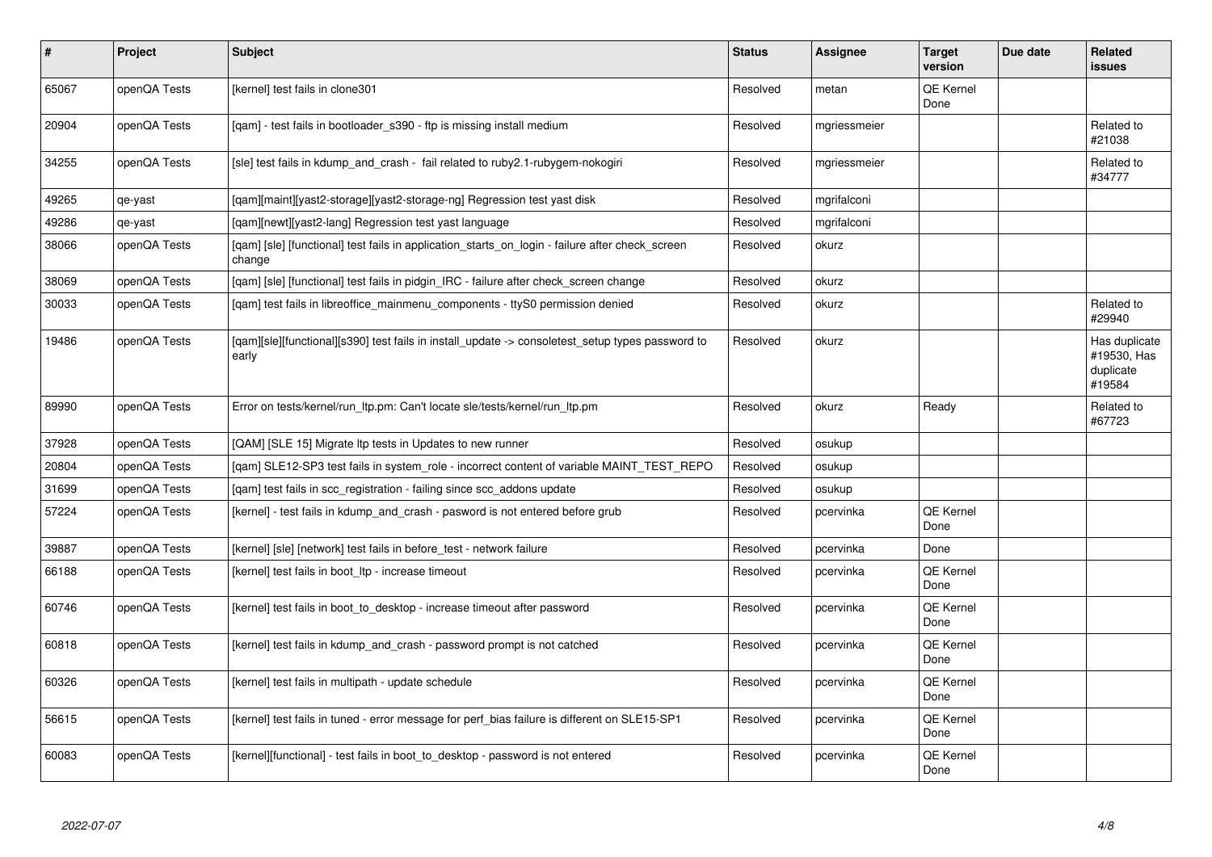| # | Project | Subject | Status | Assignee | Target version | Due date | Related issues |
|---|---|---|---|---|---|---|---|
| 65067 | openQA Tests | [kernel] test fails in clone301 | Resolved | metan | QE Kernel Done | | |
| 20904 | openQA Tests | [qam] - test fails in bootloader_s390 - ftp is missing install medium | Resolved | mgriessmeier | | | Related to #21038 |
| 34255 | openQA Tests | [sle] test fails in kdump_and_crash - fail related to ruby2.1-rubygem-nokogiri | Resolved | mgriessmeier | | | Related to #34777 |
| 49265 | qe-yast | [qam][maint][yast2-storage][yast2-storage-ng] Regression test yast disk | Resolved | mgrifalconi | | | |
| 49286 | qe-yast | [qam][newt][yast2-lang] Regression test yast language | Resolved | mgrifalconi | | | |
| 38066 | openQA Tests | [qam] [sle] [functional] test fails in application_starts_on_login - failure after check_screen change | Resolved | okurz | | | |
| 38069 | openQA Tests | [qam] [sle] [functional] test fails in pidgin_IRC - failure after check_screen change | Resolved | okurz | | | |
| 30033 | openQA Tests | [qam] test fails in libreoffice_mainmenu_components - ttyS0 permission denied | Resolved | okurz | | | Related to #29940 |
| 19486 | openQA Tests | [qam][sle][functional][s390] test fails in install_update -> consoletest_setup types password to early | Resolved | okurz | | | Has duplicate #19530, Has duplicate #19584 |
| 89990 | openQA Tests | Error on tests/kernel/run_ltp.pm: Can't locate sle/tests/kernel/run_ltp.pm | Resolved | okurz | Ready | | Related to #67723 |
| 37928 | openQA Tests | [QAM] [SLE 15] Migrate ltp tests in Updates to new runner | Resolved | osukup | | | |
| 20804 | openQA Tests | [qam] SLE12-SP3 test fails in system_role - incorrect content of variable MAINT_TEST_REPO | Resolved | osukup | | | |
| 31699 | openQA Tests | [qam] test fails in scc_registration - failing since scc_addons update | Resolved | osukup | | | |
| 57224 | openQA Tests | [kernel] - test fails in kdump_and_crash - pasword is not entered before grub | Resolved | pcervinka | QE Kernel Done | | |
| 39887 | openQA Tests | [kernel] [sle] [network] test fails in before_test - network failure | Resolved | pcervinka | Done | | |
| 66188 | openQA Tests | [kernel] test fails in boot_ltp - increase timeout | Resolved | pcervinka | QE Kernel Done | | |
| 60746 | openQA Tests | [kernel] test fails in boot_to_desktop - increase timeout after password | Resolved | pcervinka | QE Kernel Done | | |
| 60818 | openQA Tests | [kernel] test fails in kdump_and_crash - password prompt is not catched | Resolved | pcervinka | QE Kernel Done | | |
| 60326 | openQA Tests | [kernel] test fails in multipath - update schedule | Resolved | pcervinka | QE Kernel Done | | |
| 56615 | openQA Tests | [kernel] test fails in tuned - error message for perf_bias failure is different on SLE15-SP1 | Resolved | pcervinka | QE Kernel Done | | |
| 60083 | openQA Tests | [kernel][functional] - test fails in boot_to_desktop - password is not entered | Resolved | pcervinka | QE Kernel Done | | |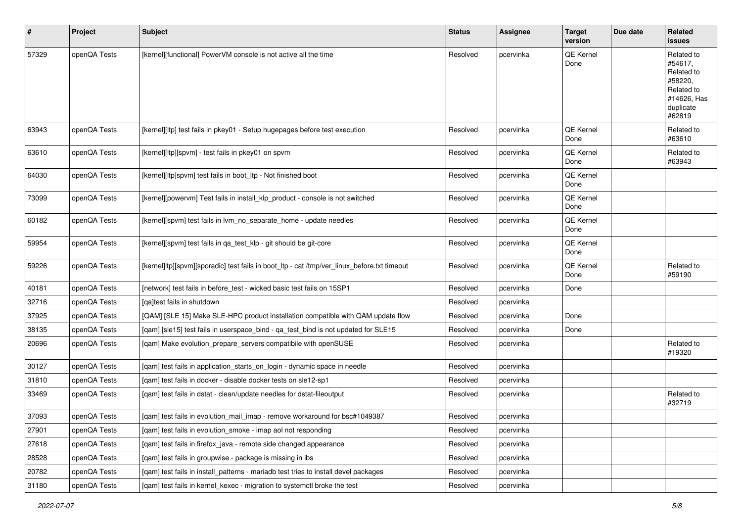| # | Project | Subject | Status | Assignee | Target version | Due date | Related issues |
|---|---|---|---|---|---|---|---|
| 57329 | openQA Tests | [kernel][functional] PowerVM console is not active all the time | Resolved | pcervinka | QE Kernel Done | | Related to #54617, Related to #58220, Related to #14626, Has duplicate #62819 |
| 63943 | openQA Tests | [kernel][ltp] test fails in pkey01 - Setup hugepages before test execution | Resolved | pcervinka | QE Kernel Done | | Related to #63610 |
| 63610 | openQA Tests | [kernel][ltp][spvm] - test fails in pkey01 on spvm | Resolved | pcervinka | QE Kernel Done | | Related to #63943 |
| 64030 | openQA Tests | [kernel][ltp]spvm] test fails in boot_ltp - Not finished boot | Resolved | pcervinka | QE Kernel Done | | |
| 73099 | openQA Tests | [kernel][powervm] Test fails in install_klp_product - console is not switched | Resolved | pcervinka | QE Kernel Done | | |
| 60182 | openQA Tests | [kernel][spvm] test fails in lvm_no_separate_home - update needles | Resolved | pcervinka | QE Kernel Done | | |
| 59954 | openQA Tests | [kernel][spvm] test fails in qa_test_klp - git should be git-core | Resolved | pcervinka | QE Kernel Done | | |
| 59226 | openQA Tests | [kernel]ltp][spvm][sporadic] test fails in boot_ltp - cat /tmp/ver_linux_before.txt timeout | Resolved | pcervinka | QE Kernel Done | | Related to #59190 |
| 40181 | openQA Tests | [network] test fails in before_test - wicked basic test fails on 15SP1 | Resolved | pcervinka | Done | | |
| 32716 | openQA Tests | [qa]test fails in shutdown | Resolved | pcervinka | | | |
| 37925 | openQA Tests | [QAM] [SLE 15] Make SLE-HPC product installation compatible with QAM update flow | Resolved | pcervinka | Done | | |
| 38135 | openQA Tests | [qam] [sle15] test fails in userspace_bind - qa_test_bind is not updated for SLE15 | Resolved | pcervinka | Done | | |
| 20696 | openQA Tests | [qam] Make evolution_prepare_servers compatibile with openSUSE | Resolved | pcervinka | | | Related to #19320 |
| 30127 | openQA Tests | [qam] test fails in application_starts_on_login - dynamic space in needle | Resolved | pcervinka | | | |
| 31810 | openQA Tests | [qam] test fails in docker - disable docker tests on sle12-sp1 | Resolved | pcervinka | | | |
| 33469 | openQA Tests | [qam] test fails in dstat - clean/update needles for dstat-fileoutput | Resolved | pcervinka | | | Related to #32719 |
| 37093 | openQA Tests | [qam] test fails in evolution_mail_imap - remove workaround for bsc#1049387 | Resolved | pcervinka | | | |
| 27901 | openQA Tests | [qam] test fails in evolution_smoke - imap aol not responding | Resolved | pcervinka | | | |
| 27618 | openQA Tests | [qam] test fails in firefox_java - remote side changed appearance | Resolved | pcervinka | | | |
| 28528 | openQA Tests | [qam] test fails in groupwise - package is missing in ibs | Resolved | pcervinka | | | |
| 20782 | openQA Tests | [qam] test fails in install_patterns - mariadb test tries to install devel packages | Resolved | pcervinka | | | |
| 31180 | openQA Tests | [qam] test fails in kernel_kexec - migration to systemctl broke the test | Resolved | pcervinka | | | |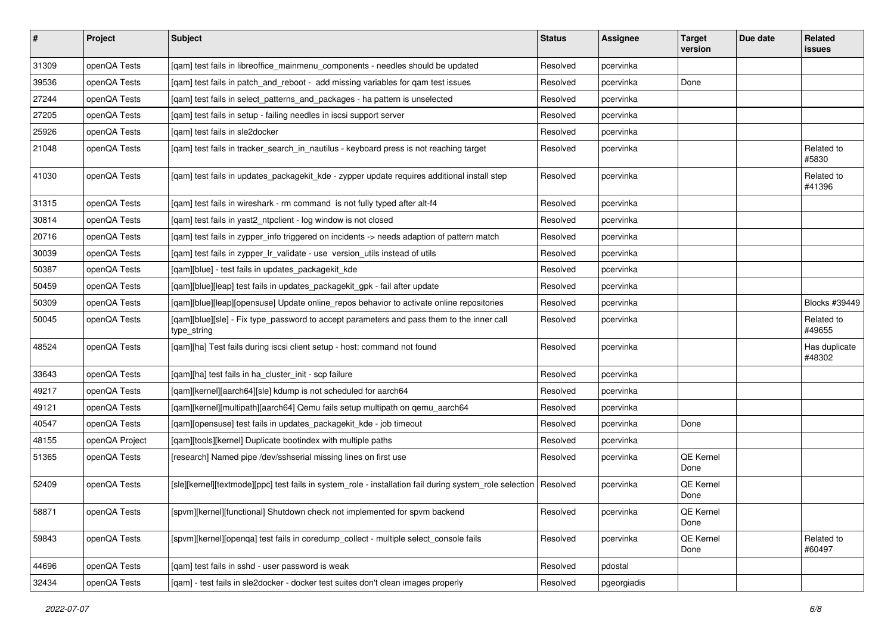| # | Project | Subject | Status | Assignee | Target version | Due date | Related issues |
|---|---|---|---|---|---|---|---|
| 31309 | openQA Tests | [qam] test fails in libreoffice_mainmenu_components - needles should be updated | Resolved | pcervinka | | | |
| 39536 | openQA Tests | [qam] test fails in patch_and_reboot - add missing variables for qam test issues | Resolved | pcervinka | Done | | |
| 27244 | openQA Tests | [qam] test fails in select_patterns_and_packages - ha pattern is unselected | Resolved | pcervinka | | | |
| 27205 | openQA Tests | [qam] test fails in setup - failing needles in iscsi support server | Resolved | pcervinka | | | |
| 25926 | openQA Tests | [qam] test fails in sle2docker | Resolved | pcervinka | | | |
| 21048 | openQA Tests | [qam] test fails in tracker_search_in_nautilus - keyboard press is not reaching target | Resolved | pcervinka | | | Related to #5830 |
| 41030 | openQA Tests | [qam] test fails in updates_packagekit_kde - zypper update requires additional install step | Resolved | pcervinka | | | Related to #41396 |
| 31315 | openQA Tests | [qam] test fails in wireshark - rm command is not fully typed after alt-f4 | Resolved | pcervinka | | | |
| 30814 | openQA Tests | [qam] test fails in yast2_ntpclient - log window is not closed | Resolved | pcervinka | | | |
| 20716 | openQA Tests | [qam] test fails in zypper_info triggered on incidents -> needs adaption of pattern match | Resolved | pcervinka | | | |
| 30039 | openQA Tests | [qam] test fails in zypper_lr_validate - use version_utils instead of utils | Resolved | pcervinka | | | |
| 50387 | openQA Tests | [qam][blue] - test fails in updates_packagekit_kde | Resolved | pcervinka | | | |
| 50459 | openQA Tests | [qam][blue][leap] test fails in updates_packagekit_gpk - fail after update | Resolved | pcervinka | | | |
| 50309 | openQA Tests | [qam][blue][leap][opensuse] Update online_repos behavior to activate online repositories | Resolved | pcervinka | | | Blocks #39449 |
| 50045 | openQA Tests | [qam][blue][sle] - Fix type_password to accept parameters and pass them to the inner call type_string | Resolved | pcervinka | | | Related to #49655 |
| 48524 | openQA Tests | [qam][ha] Test fails during iscsi client setup - host: command not found | Resolved | pcervinka | | | Has duplicate #48302 |
| 33643 | openQA Tests | [qam][ha] test fails in ha_cluster_init - scp failure | Resolved | pcervinka | | | |
| 49217 | openQA Tests | [qam][kernel][aarch64][sle] kdump is not scheduled for aarch64 | Resolved | pcervinka | | | |
| 49121 | openQA Tests | [qam][kernel][multipath][aarch64] Qemu fails setup multipath on qemu_aarch64 | Resolved | pcervinka | | | |
| 40547 | openQA Tests | [qam][opensuse] test fails in updates_packagekit_kde - job timeout | Resolved | pcervinka | Done | | |
| 48155 | openQA Project | [qam][tools][kernel] Duplicate bootindex with multiple paths | Resolved | pcervinka | | | |
| 51365 | openQA Tests | [research] Named pipe /dev/sshserial missing lines on first use | Resolved | pcervinka | QE Kernel Done | | |
| 52409 | openQA Tests | [sle][kernel][textmode][ppc] test fails in system_role - installation fail during system_role selection | Resolved | pcervinka | QE Kernel Done | | |
| 58871 | openQA Tests | [spvm][kernel][functional] Shutdown check not implemented for spvm backend | Resolved | pcervinka | QE Kernel Done | | |
| 59843 | openQA Tests | [spvm][kernel][openqa] test fails in coredump_collect - multiple select_console fails | Resolved | pcervinka | QE Kernel Done | | Related to #60497 |
| 44696 | openQA Tests | [qam] test fails in sshd - user password is weak | Resolved | pdostal | | | |
| 32434 | openQA Tests | [qam] - test fails in sle2docker - docker test suites don't clean images properly | Resolved | pgeorgiadis | | | |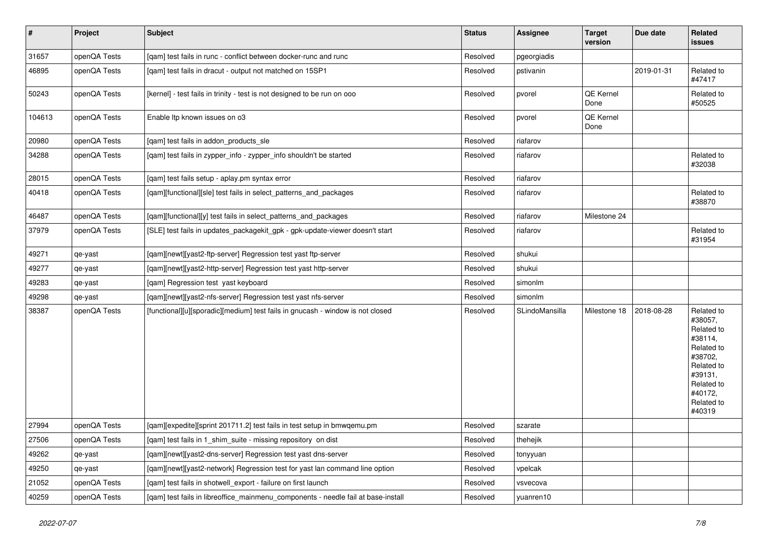| # | Project | Subject | Status | Assignee | Target version | Due date | Related issues |
|---|---|---|---|---|---|---|---|
| 31657 | openQA Tests | [qam] test fails in runc - conflict between docker-runc and runc | Resolved | pgeorgiadis | | | |
| 46895 | openQA Tests | [qam] test fails in dracut - output not matched on 15SP1 | Resolved | pstivanin | | 2019-01-31 | Related to #47417 |
| 50243 | openQA Tests | [kernel] - test fails in trinity - test is not designed to be run on ooo | Resolved | pvorel | QE Kernel Done | | Related to #50525 |
| 104613 | openQA Tests | Enable ltp known issues on o3 | Resolved | pvorel | QE Kernel Done | | |
| 20980 | openQA Tests | [qam] test fails in addon_products_sle | Resolved | riafarov | | | |
| 34288 | openQA Tests | [qam] test fails in zypper_info - zypper_info shouldn't be started | Resolved | riafarov | | | Related to #32038 |
| 28015 | openQA Tests | [qam] test fails setup - aplay.pm syntax error | Resolved | riafarov | | | |
| 40418 | openQA Tests | [qam][functional][sle] test fails in select_patterns_and_packages | Resolved | riafarov | | | Related to #38870 |
| 46487 | openQA Tests | [qam][functional][y] test fails in select_patterns_and_packages | Resolved | riafarov | Milestone 24 | | |
| 37979 | openQA Tests | [SLE] test fails in updates_packagekit_gpk - gpk-update-viewer doesn't start | Resolved | riafarov | | | Related to #31954 |
| 49271 | qe-yast | [qam][newt][yast2-ftp-server] Regression test yast ftp-server | Resolved | shukui | | | |
| 49277 | qe-yast | [qam][newt][yast2-http-server] Regression test yast http-server | Resolved | shukui | | | |
| 49283 | qe-yast | [qam] Regression test yast keyboard | Resolved | simonlm | | | |
| 49298 | qe-yast | [qam][newt][yast2-nfs-server] Regression test yast nfs-server | Resolved | simonlm | | | |
| 38387 | openQA Tests | [functional][u][sporadic][medium] test fails in gnucash - window is not closed | Resolved | SLindoMansilla | Milestone 18 | 2018-08-28 | Related to #38057, Related to #38114, Related to #38702, Related to #39131, Related to #40172, Related to #40319 |
| 27994 | openQA Tests | [qam][expedite][sprint 201711.2] test fails in test setup in bmwqemu.pm | Resolved | szarate | | | |
| 27506 | openQA Tests | [qam] test fails in 1_shim_suite - missing repository on dist | Resolved | thehejik | | | |
| 49262 | qe-yast | [qam][newt][yast2-dns-server] Regression test yast dns-server | Resolved | tonyyuan | | | |
| 49250 | qe-yast | [qam][newt][yast2-network] Regression test for yast lan command line option | Resolved | vpelcak | | | |
| 21052 | openQA Tests | [qam] test fails in shotwell_export - failure on first launch | Resolved | vsvecova | | | |
| 40259 | openQA Tests | [qam] test fails in libreoffice_mainmenu_components - needle fail at base-install | Resolved | yuanren10 | | | |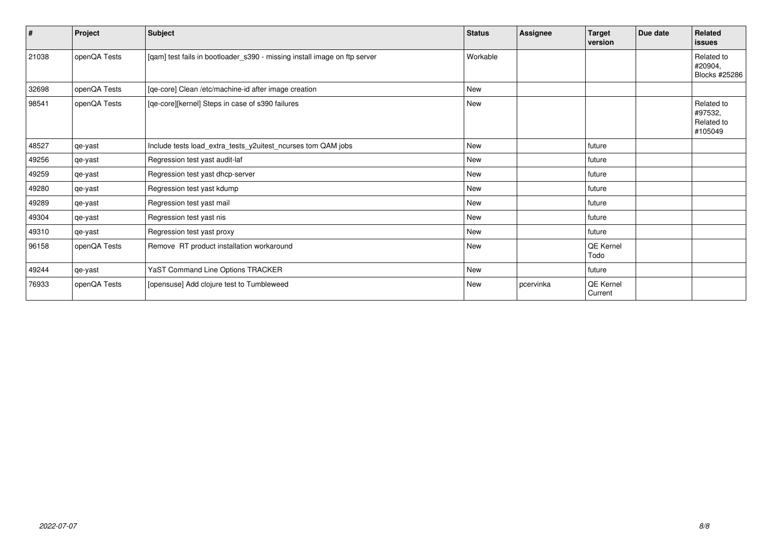| # | Project | Subject | Status | Assignee | Target version | Due date | Related issues |
|---|---|---|---|---|---|---|---|
| 21038 | openQA Tests | [qam] test fails in bootloader_s390 - missing install image on ftp server | Workable | | | | Related to #20904, Blocks #25286 |
| 32698 | openQA Tests | [qe-core] Clean /etc/machine-id after image creation | New | | | | |
| 98541 | openQA Tests | [qe-core][kernel] Steps in case of s390 failures | New | | | | Related to #97532, Related to #105049 |
| 48527 | qe-yast | Include tests load_extra_tests_y2uitest_ncurses tom QAM jobs | New | | future | | |
| 49256 | qe-yast | Regression test yast audit-laf | New | | future | | |
| 49259 | qe-yast | Regression test yast dhcp-server | New | | future | | |
| 49280 | qe-yast | Regression test yast kdump | New | | future | | |
| 49289 | qe-yast | Regression test yast mail | New | | future | | |
| 49304 | qe-yast | Regression test yast nis | New | | future | | |
| 49310 | qe-yast | Regression test yast proxy | New | | future | | |
| 96158 | openQA Tests | Remove RT product installation workaround | New | | QE Kernel Todo | | |
| 49244 | qe-yast | YaST Command Line Options TRACKER | New | | future | | |
| 76933 | openQA Tests | [opensuse] Add clojure test to Tumbleweed | New | pcervinka | QE Kernel Current | | |

*2022-07-07*